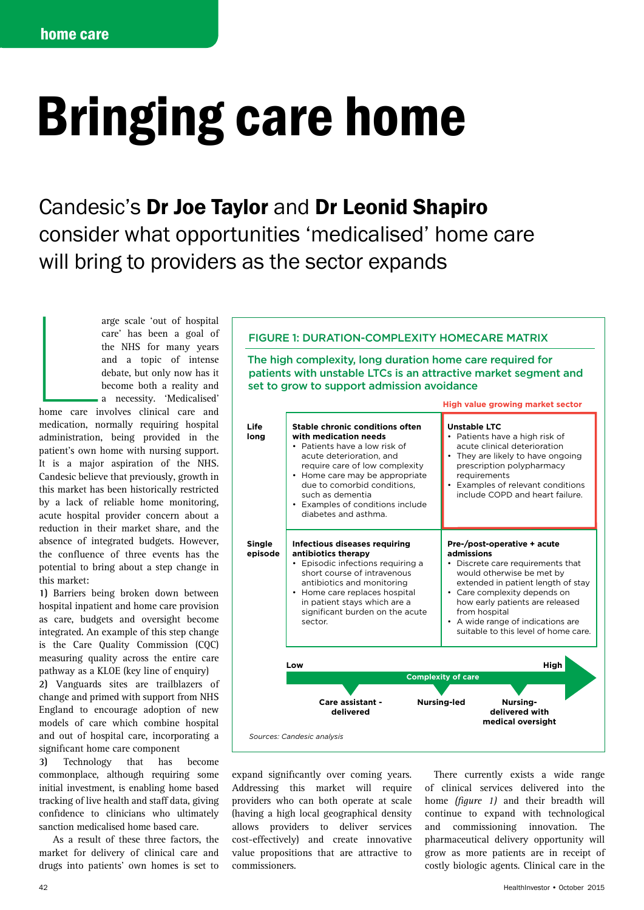home care

# Bringing care home

## Candesic's **Dr Joe Taylor** and **Dr Leonid Shapiro** consider what opportunities 'medicalised' home care will bring to providers as the sector expands

Large scale 'out of hospital care' has been a goal of the NHS for many years and a topic of intense debate, but only now has it become both a reality and a necessity. 'Medicalised' home care involves clinical care and medication, normally requiring hospital administration, being provided in the patient's own home with nursing support. It is a major aspiration of the NHS. Candesic believe that previously, growth in this market has been historically restricted by a lack of reliable home monitoring, acute hospital provider concern about a reduction in their market share, and the absence of integrated budgets. However, the confluence of three events has the potential to bring about a step change in this market:

1) Barriers being broken down between hospital inpatient and home care provision as care, budgets and oversight become integrated. An example of this step change is the Care Quality Commission (CQC) measuring quality across the entire care pathway as a KLOE (key line of enquiry)

2) Vanguards sites are trailblazers of change and primed with support from NHS England to encourage adoption of new models of care which combine hospital and out of hospital care, incorporating a significant home care component

3) Technology that has become commonplace, although requiring some initial investment, is enabling home based tracking of live health and staff data, giving confidence to clinicians who ultimately sanction medicalised home based care.

As a result of these three factors, the market for delivery of clinical care and drugs into patients' own homes is set to expand significantly over coming years. Addressing this market will require providers who can both operate at scale (having a high local geographical density allows providers to deliver services cost-effectively) and create innovative value propositions that are attractive to commissioners.

### FIGURE 1: DURATION-COMPLEXITY HOMECARE MATRIX

**The high complexity, long duration home care required for patients with unstable LTCs is an attractive market segment and set to grow to support admission avoidance**

| | Low complexity | High complexity (High value growing market sector) |
|---|---|---|
| **Life long** | **Stable chronic conditions often with medication needs**<br>• Patients have a low risk of acute deterioration, and require care of low complexity<br>• Home care may be appropriate due to comorbid conditions, such as dementia<br>• Examples of conditions include diabetes and asthma. | **Unstable LTC**<br>• Patients have a high risk of acute clinical deterioration<br>• They are likely to have ongoing prescription polypharmacy requirements<br>• Examples of relevant conditions include COPD and heart failure. |
| **Single episode** | **Infectious diseases requiring antibiotics therapy**<br>• Episodic infections requiring a short course of intravenous antibiotics and monitoring<br>• Home care replaces hospital in patient stays which are a significant burden on the acute sector. | **Pre-/post-operative + acute admissions**<br>• Discrete care requirements that would otherwise be met by extended in patient length of stay<br>• Care complexity depends on how early patients are released from hospital<br>• A wide range of indications are suitable to this level of home care. |

Complexity of care: Low → High — Care assistant - delivered; Nursing-led; Nursing-delivered with medical oversight

*Sources: Candesic analysis*

There currently exists a wide range of clinical services delivered into the home *(figure 1)* and their breadth will continue to expand with technological and commissioning innovation. The pharmaceutical delivery opportunity will grow as more patients are in receipt of costly biologic agents. Clinical care in the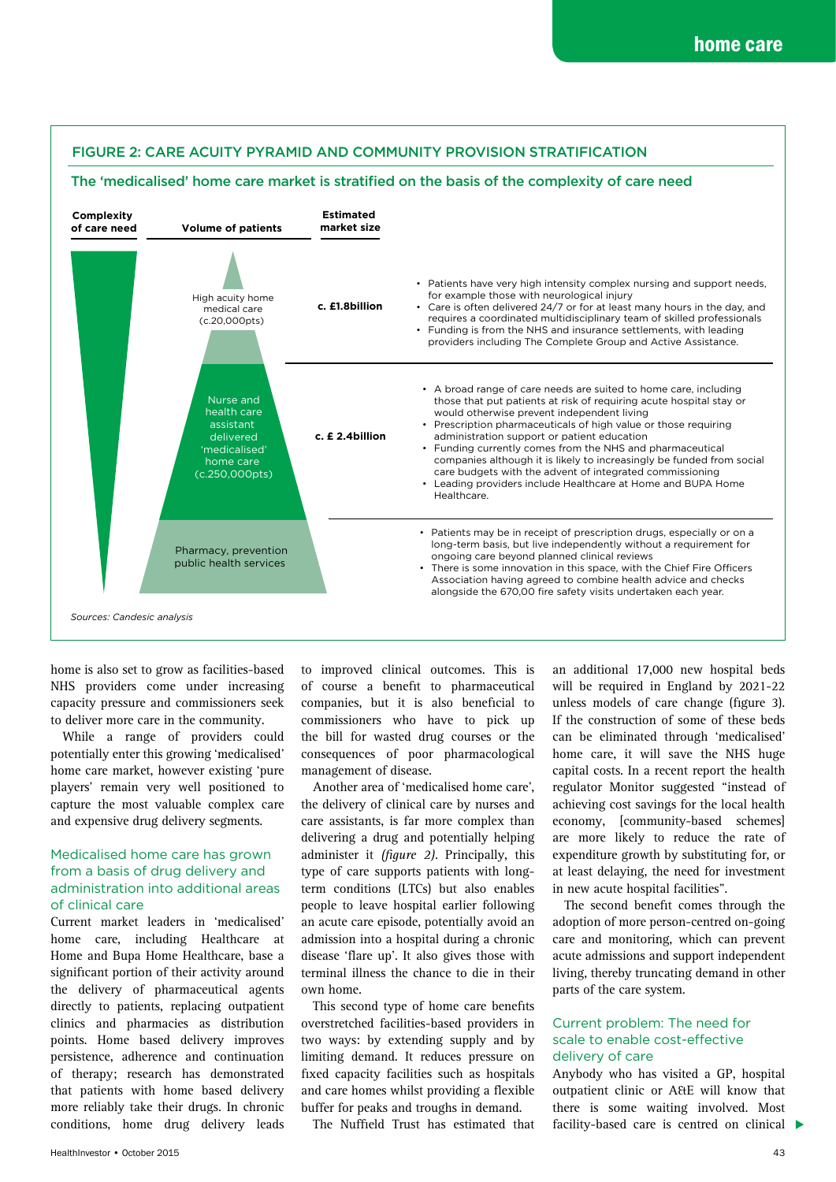**FIGURE 2: CARE ACUITY PYRAMID AND COMMUNITY PROVISION STRATIFICATION**

**The 'medicalised' home care market is stratified on the basis of the complexity of care need**

| Complexity of care need | Volume of patients | Estimated market size | |
|---|---|---|---|
| | High acuity home medical care (c.20,000pts) | c. £1.8billion | • Patients have very high intensity complex nursing and support needs, for example those with neurological injury<br>• Care is often delivered 24/7 or for at least many hours in the day, and requires a coordinated multidisciplinary team of skilled professionals<br>• Funding is from the NHS and insurance settlements, with leading providers including The Complete Group and Active Assistance. |
| | Nurse and health care assistant delivered 'medicalised' home care (c.250,000pts) | c. £ 2.4billion | • A broad range of care needs are suited to home care, including those that put patients at risk of requiring acute hospital stay or would otherwise prevent independent living<br>• Prescription pharmaceuticals of high value or those requiring administration support or patient education<br>• Funding currently comes from the NHS and pharmaceutical companies although it is likely to increasingly be funded from social care budgets with the advent of integrated commissioning<br>• Leading providers include Healthcare at Home and BUPA Home Healthcare. |
| | Pharmacy, prevention public health services | | • Patients may be in receipt of prescription drugs, especially or on a long-term basis, but live independently without a requirement for ongoing care beyond planned clinical reviews<br>• There is some innovation in this space, with the Chief Fire Officers Association having agreed to combine health advice and checks alongside the 670,00 fire safety visits undertaken each year. |

*Sources: Candesic analysis*

home is also set to grow as facilities-based NHS providers come under increasing capacity pressure and commissioners seek to deliver more care in the community.

While a range of providers could potentially enter this growing 'medicalised' home care market, however existing 'pure players' remain very well positioned to capture the most valuable complex care and expensive drug delivery segments.

## Medicalised home care has grown from a basis of drug delivery and administration into additional areas of clinical care

Current market leaders in 'medicalised' home care, including Healthcare at Home and Bupa Home Healthcare, base a significant portion of their activity around the delivery of pharmaceutical agents directly to patients, replacing outpatient clinics and pharmacies as distribution points. Home based delivery improves persistence, adherence and continuation of therapy; research has demonstrated that patients with home based delivery more reliably take their drugs. In chronic conditions, home drug delivery leads to improved clinical outcomes. This is of course a benefit to pharmaceutical companies, but it is also beneficial to commissioners who have to pick up the bill for wasted drug courses or the consequences of poor pharmacological management of disease.

Another area of 'medicalised home care', the delivery of clinical care by nurses and care assistants, is far more complex than delivering a drug and potentially helping administer it *(figure 2)*. Principally, this type of care supports patients with long-term conditions (LTCs) but also enables people to leave hospital earlier following an acute care episode, potentially avoid an admission into a hospital during a chronic disease 'flare up'. It also gives those with terminal illness the chance to die in their own home.

This second type of home care benefits overstretched facilities-based providers in two ways: by extending supply and by limiting demand. It reduces pressure on fixed capacity facilities such as hospitals and care homes whilst providing a flexible buffer for peaks and troughs in demand.

The Nuffield Trust has estimated that an additional 17,000 new hospital beds will be required in England by 2021-22 unless models of care change (figure 3). If the construction of some of these beds can be eliminated through 'medicalised' home care, it will save the NHS huge capital costs. In a recent report the health regulator Monitor suggested "instead of achieving cost savings for the local health economy, [community-based schemes] are more likely to reduce the rate of expenditure growth by substituting for, or at least delaying, the need for investment in new acute hospital facilities".

The second benefit comes through the adoption of more person-centred on-going care and monitoring, which can prevent acute admissions and support independent living, thereby truncating demand in other parts of the care system.

## Current problem: The need for scale to enable cost-effective delivery of care

Anybody who has visited a GP, hospital outpatient clinic or A&E will know that there is some waiting involved. Most facility-based care is centred on clinical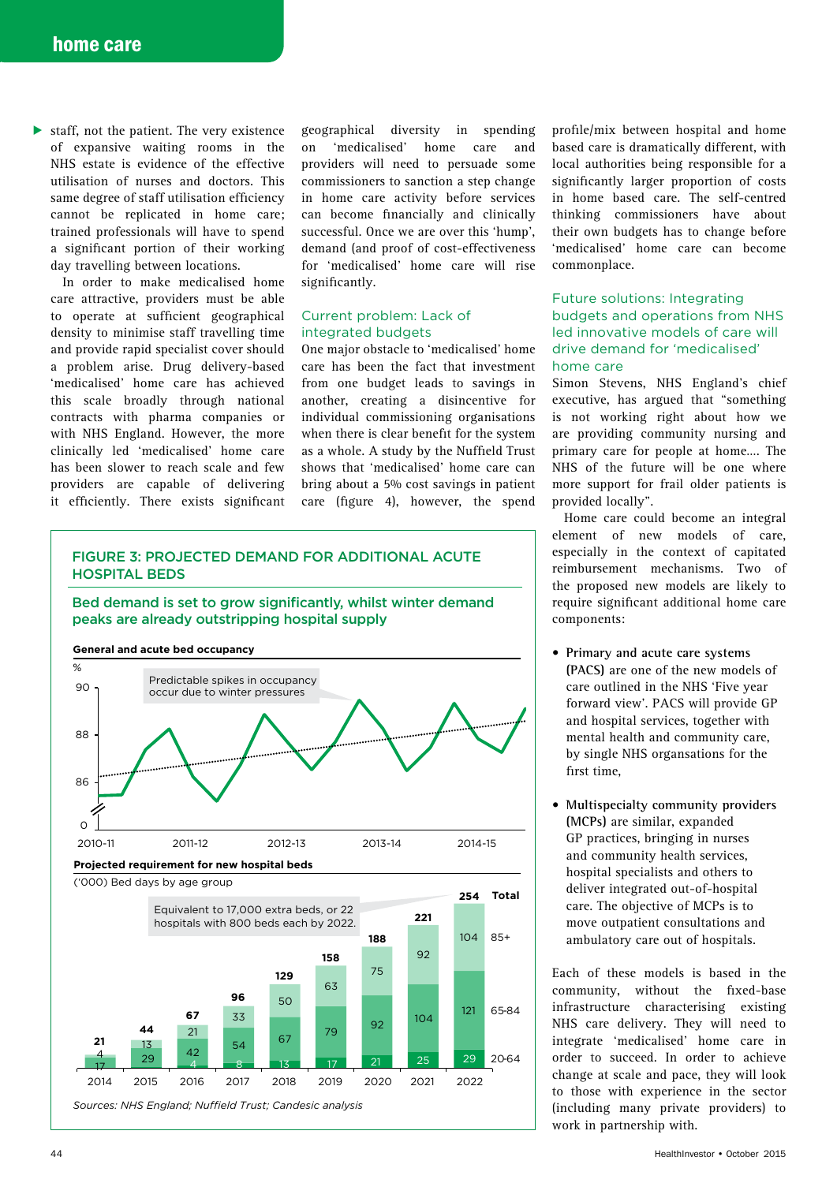staff, not the patient. The very existence of expansive waiting rooms in the NHS estate is evidence of the effective utilisation of nurses and doctors. This same degree of staff utilisation efficiency cannot be replicated in home care; trained professionals will have to spend a significant portion of their working day travelling between locations.

In order to make medicalised home care attractive, providers must be able to operate at sufficient geographical density to minimise staff travelling time and provide rapid specialist cover should a problem arise. Drug delivery-based 'medicalised' home care has achieved this scale broadly through national contracts with pharma companies or with NHS England. However, the more clinically led 'medicalised' home care has been slower to reach scale and few providers are capable of delivering it efficiently. There exists significant geographical diversity in spending on 'medicalised' home care and providers will need to persuade some commissioners to sanction a step change in home care activity before services can become financially and clinically successful. Once we are over this 'hump', demand (and proof of cost-effectiveness for 'medicalised' home care will rise significantly.

### Current problem: Lack of integrated budgets

One major obstacle to 'medicalised' home care has been the fact that investment from one budget leads to savings in another, creating a disincentive for individual commissioning organisations when there is clear benefit for the system as a whole. A study by the Nuffield Trust shows that 'medicalised' home care can bring about a 5% cost savings in patient care (figure 4), however, the spend profile/mix between hospital and home based care is dramatically different, with local authorities being responsible for a significantly larger proportion of costs in home based care. The self-centred thinking commissioners have about their own budgets has to change before 'medicalised' home care can become commonplace.

### Future solutions: Integrating budgets and operations from NHS led innovative models of care will drive demand for 'medicalised' home care

Simon Stevens, NHS England's chief executive, has argued that "something is not working right about how we are providing community nursing and primary care for people at home.... The NHS of the future will be one where more support for frail older patients is provided locally".

Home care could become an integral element of new models of care, especially in the context of capitated reimbursement mechanisms. Two of the proposed new models are likely to require significant additional home care components:

- **Primary and acute care systems (PACS)** are one of the new models of care outlined in the NHS 'Five year forward view'. PACS will provide GP and hospital services, together with mental health and community care, by single NHS organsations for the first time,

- **Multispecialty community providers (MCPs)** are similar, expanded GP practices, bringing in nurses and community health services, hospital specialists and others to deliver integrated out-of-hospital care. The objective of MCPs is to move outpatient consultations and ambulatory care out of hospitals.

Each of these models is based in the community, without the fixed-base infrastructure characterising existing NHS care delivery. They will need to integrate 'medicalised' home care in order to succeed. In order to achieve change at scale and pace, they will look to those with experience in the sector (including many private providers) to work in partnership with.

**FIGURE 3: PROJECTED DEMAND FOR ADDITIONAL ACUTE HOSPITAL BEDS**

**Bed demand is set to grow significantly, whilst winter demand peaks are already outstripping hospital supply**

**General and acute bed occupancy** (%; 2010-11 to 2014-15)

Predictable spikes in occupancy occur due to winter pressures

**Projected requirement for new hospital beds**

('000) Bed days by age group

Equivalent to 17,000 extra beds, or 22 hospitals with 800 beds each by 2022.

| Age group | 2014 | 2015 | 2016 | 2017 | 2018 | 2019 | 2020 | 2021 | 2022 |
|---|---|---|---|---|---|---|---|---|---|
| 85+ | 4 | 13 | 21 | 33 | 50 | 63 | 75 | 92 | 104 |
| 65-84 | 17 | 29 | 42 | 54 | 67 | 79 | 92 | 104 | 121 |
| 20-64 | | | 4 | 8 | 13 | 17 | 21 | 25 | 29 |
| Total | 21 | 44 | 67 | 96 | 129 | 158 | 188 | 221 | 254 |

*Sources: NHS England; Nuffield Trust; Candesic analysis*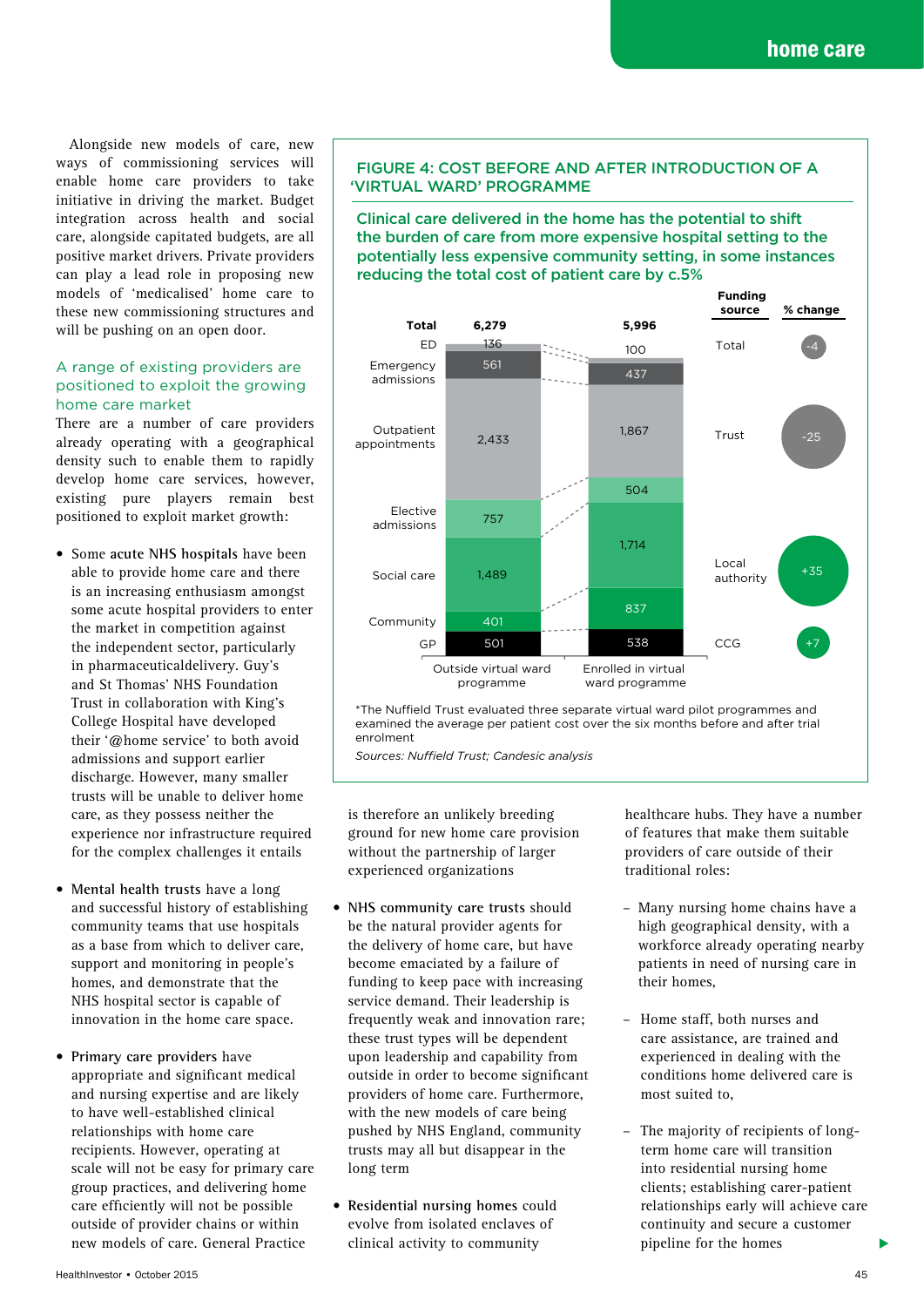Alongside new models of care, new ways of commissioning services will enable home care providers to take initiative in driving the market. Budget integration across health and social care, alongside capitated budgets, are all positive market drivers. Private providers can play a lead role in proposing new models of 'medicalised' home care to these new commissioning structures and will be pushing on an open door.

## A range of existing providers are positioned to exploit the growing home care market

There are a number of care providers already operating with a geographical density such to enable them to rapidly develop home care services, however, existing pure players remain best positioned to exploit market growth:

- **Some acute NHS hospitals** have been able to provide home care and there is an increasing enthusiasm amongst some acute hospital providers to enter the market in competition against the independent sector, particularly in pharmaceuticaldelivery. Guy's and St Thomas' NHS Foundation Trust in collaboration with King's College Hospital have developed their '@home service' to both avoid admissions and support earlier discharge. However, many smaller trusts will be unable to deliver home care, as they possess neither the experience nor infrastructure required for the complex challenges it entails

- **Mental health trusts** have a long and successful history of establishing community teams that use hospitals as a base from which to deliver care, support and monitoring in people's homes, and demonstrate that the NHS hospital sector is capable of innovation in the home care space.

- **Primary care providers** have appropriate and significant medical and nursing expertise and are likely to have well-established clinical relationships with home care recipients. However, operating at scale will not be easy for primary care group practices, and delivering home care efficiently will not be possible outside of provider chains or within new models of care. General Practice is therefore an unlikely breeding ground for new home care provision without the partnership of larger experienced organizations

- **NHS community care trusts** should be the natural provider agents for the delivery of home care, but have become emaciated by a failure of funding to keep pace with increasing service demand. Their leadership is frequently weak and innovation rare; these trust types will be dependent upon leadership and capability from outside in order to become significant providers of home care. Furthermore, with the new models of care being pushed by NHS England, community trusts may all but disappear in the long term

- **Residential nursing homes** could evolve from isolated enclaves of clinical activity to community healthcare hubs. They have a number of features that make them suitable providers of care outside of their traditional roles:
  - Many nursing home chains have a high geographical density, with a workforce already operating nearby patients in need of nursing care in their homes,
  - Home staff, both nurses and care assistance, are trained and experienced in dealing with the conditions home delivered care is most suited to,
  - The majority of recipients of long-term home care will transition into residential nursing home clients; establishing carer-patient relationships early will achieve care continuity and secure a customer pipeline for the homes

### FIGURE 4: COST BEFORE AND AFTER INTRODUCTION OF A 'VIRTUAL WARD' PROGRAMME

**Clinical care delivered in the home has the potential to shift the burden of care from more expensive hospital setting to the potentially less expensive community setting, in some instances reducing the total cost of patient care by c.5%**

| | Outside virtual ward programme | Enrolled in virtual ward programme |
|---|---|---|
| **Total** | **6,279** | **5,996** |
| ED | 136 | 100 |
| Emergency admissions | 561 | 437 |
| Outpatient appointments | 2,433 | 1,867 |
| Elective admissions | 757 | 504 |
| Social care | 1,489 | 1,714 |
| Community | 401 | 837 |
| GP | 501 | 538 |

| Funding source | % change |
|---|---|
| Total | -4 |
| Trust | -25 |
| Local authority | +35 |
| CCG | +7 |

*The Nuffield Trust evaluated three separate virtual ward pilot programmes and examined the average per patient cost over the six months before and after trial enrolment

*Sources: Nuffield Trust; Candesic analysis*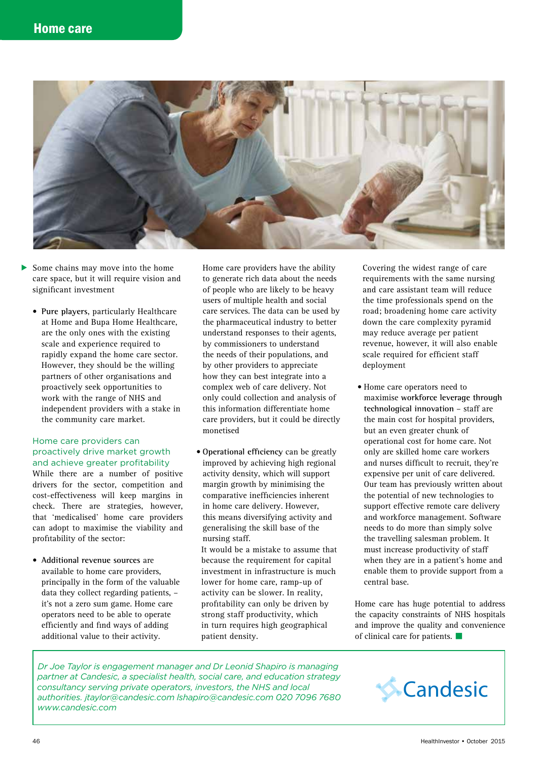- Some chains may move into the home care space, but it will require vision and significant investment

- **Pure players**, particularly Healthcare at Home and Bupa Home Healthcare, are the only ones with the existing scale and experience required to rapidly expand the home care sector. However, they should be the willing partners of other organisations and proactively seek opportunities to work with the range of NHS and independent providers with a stake in the community care market.

### Home care providers can proactively drive market growth and achieve greater profitability

While there are a number of positive drivers for the sector, competition and cost-effectiveness will keep margins in check. There are strategies, however, that 'medicalised' home care providers can adopt to maximise the viability and profitability of the sector:

- **Additional revenue sources** are available to home care providers, principally in the form of the valuable data they collect regarding patients, – it's not a zero sum game. Home care operators need to be able to operate efficiently and find ways of adding additional value to their activity.

Home care providers have the ability to generate rich data about the needs of people who are likely to be heavy users of multiple health and social care services. The data can be used by the pharmaceutical industry to better understand responses to their agents, by commissioners to understand the needs of their populations, and by other providers to appreciate how they can best integrate into a complex web of care delivery. Not only could collection and analysis of this information differentiate home care providers, but it could be directly monetised

- **Operational efficiency** can be greatly improved by achieving high regional activity density, which will support margin growth by minimising the comparative inefficiencies inherent in home care delivery. However, this means diversifying activity and generalising the skill base of the nursing staff.

It would be a mistake to assume that because the requirement for capital investment in infrastructure is much lower for home care, ramp-up of activity can be slower. In reality, profitability can only be driven by strong staff productivity, which in turn requires high geographical patient density.

Covering the widest range of care requirements with the same nursing and care assistant team will reduce the time professionals spend on the road; broadening home care activity down the care complexity pyramid may reduce average per patient revenue, however, it will also enable scale required for efficient staff deployment

- Home care operators need to maximise **workforce leverage through technological innovation** – staff are the main cost for hospital providers, but an even greater chunk of operational cost for home care. Not only are skilled home care workers and nurses difficult to recruit, they're expensive per unit of care delivered. Our team has previously written about the potential of new technologies to support effective remote care delivery and workforce management. Software needs to do more than simply solve the travelling salesman problem. It must increase productivity of staff when they are in a patient's home and enable them to provide support from a central base.

Home care has huge potential to address the capacity constraints of NHS hospitals and improve the quality and convenience of clinical care for patients. ■

*Dr Joe Taylor is engagement manager and Dr Leonid Shapiro is managing partner at Candesic, a specialist health, social care, and education strategy consultancy serving private operators, investors, the NHS and local authorities. jtaylor@candesic.com lshapiro@candesic.com 020 7096 7680 www.candesic.com*

Candesic